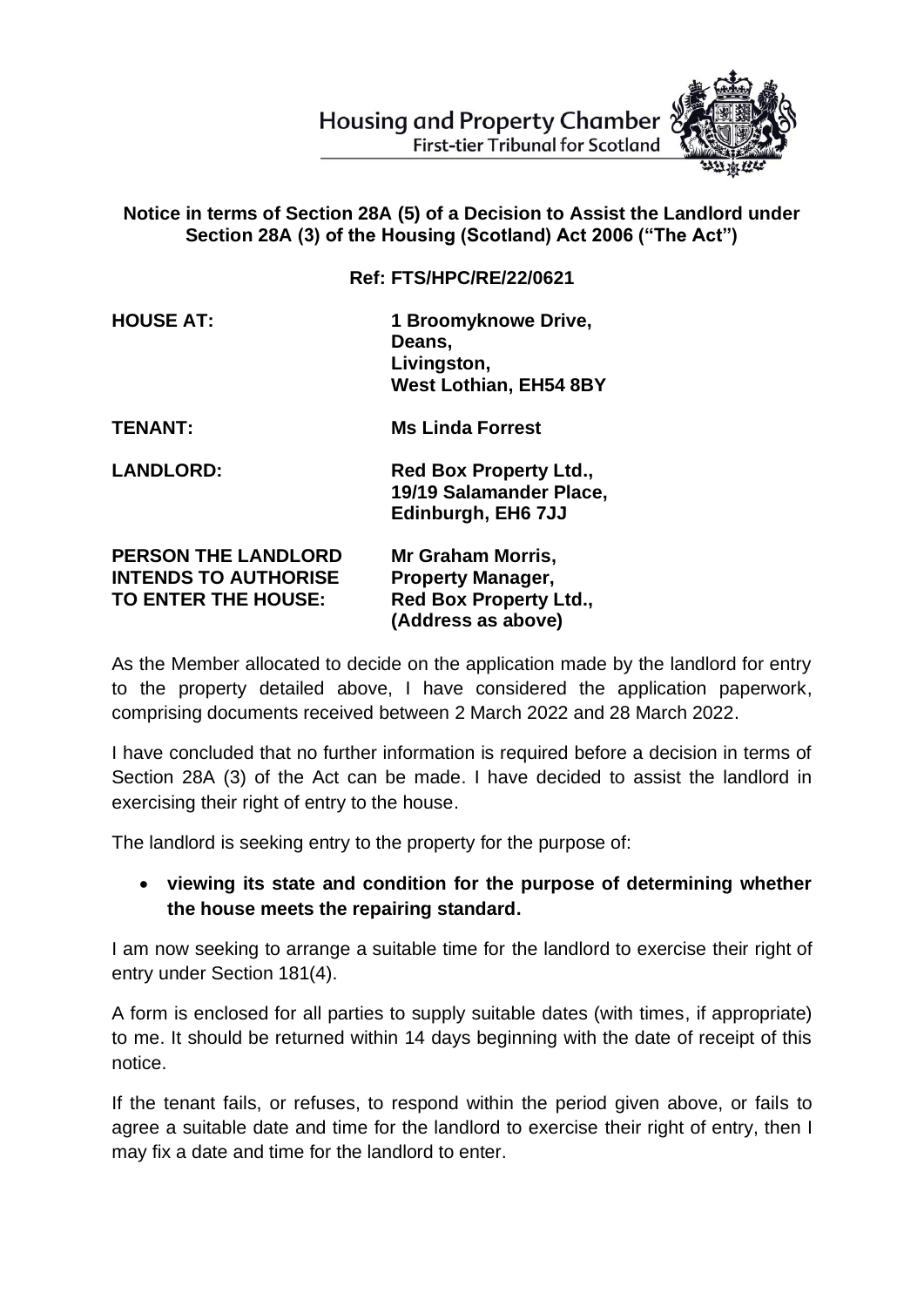Housing and Property Chamber
First-tier Tribunal for Scotland

**Notice in terms of Section 28A (5) of a Decision to Assist the Landlord under Section 28A (3) of the Housing (Scotland) Act 2006 ("The Act")**

**Ref: FTS/HPC/RE/22/0621**

| | |
|---|---|
| **HOUSE AT:** | **1 Broomyknowe Drive, Deans, Livingston, West Lothian, EH54 8BY** |
| **TENANT:** | **Ms Linda Forrest** |
| **LANDLORD:** | **Red Box Property Ltd., 19/19 Salamander Place, Edinburgh, EH6 7JJ** |
| **PERSON THE LANDLORD INTENDS TO AUTHORISE TO ENTER THE HOUSE:** | **Mr Graham Morris, Property Manager, Red Box Property Ltd., (Address as above)** |

As the Member allocated to decide on the application made by the landlord for entry to the property detailed above, I have considered the application paperwork, comprising documents received between 2 March 2022 and 28 March 2022.

I have concluded that no further information is required before a decision in terms of Section 28A (3) of the Act can be made. I have decided to assist the landlord in exercising their right of entry to the house.

The landlord is seeking entry to the property for the purpose of:

- **viewing its state and condition for the purpose of determining whether the house meets the repairing standard.**

I am now seeking to arrange a suitable time for the landlord to exercise their right of entry under Section 181(4).

A form is enclosed for all parties to supply suitable dates (with times, if appropriate) to me. It should be returned within 14 days beginning with the date of receipt of this notice.

If the tenant fails, or refuses, to respond within the period given above, or fails to agree a suitable date and time for the landlord to exercise their right of entry, then I may fix a date and time for the landlord to enter.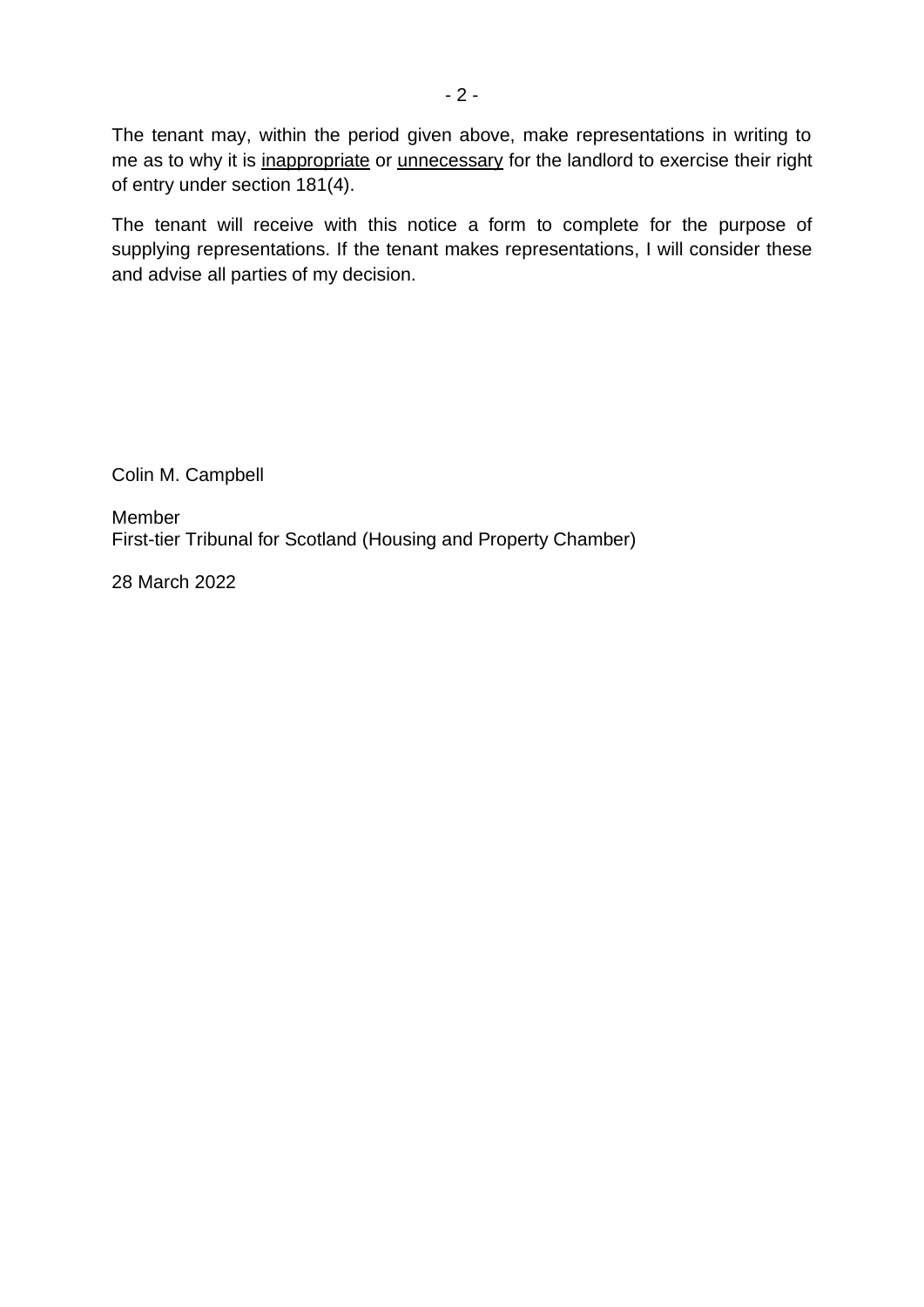The tenant may, within the period given above, make representations in writing to me as to why it is inappropriate or unnecessary for the landlord to exercise their right of entry under section 181(4).

The tenant will receive with this notice a form to complete for the purpose of supplying representations. If the tenant makes representations, I will consider these and advise all parties of my decision.

Colin M. Campbell

Member
First-tier Tribunal for Scotland (Housing and Property Chamber)

28 March 2022